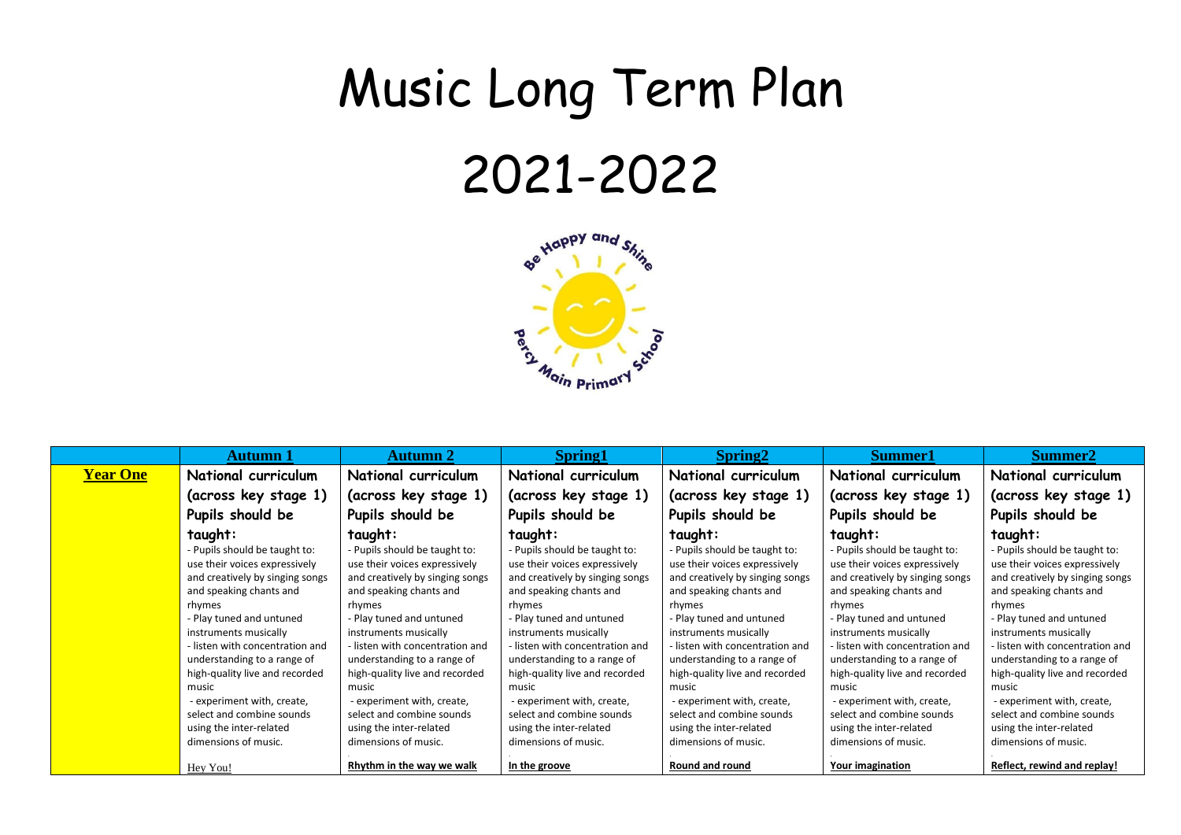# Music Long Term Plan

# 2021-2022

Be Happy and Shine
Percy Main Primary School

| | Autumn 1 | Autumn 2 | Spring1 | Spring2 | Summer1 | Summer2 |
|---|---|---|---|---|---|---|
| **Year One** | **National curriculum (across key stage 1) Pupils should be taught:** - Pupils should be taught to: use their voices expressively and creatively by singing songs and speaking chants and rhymes - Play tuned and untuned instruments musically - listen with concentration and understanding to a range of high-quality live and recorded music - experiment with, create, select and combine sounds using the inter-related dimensions of music. Hey You! | **National curriculum (across key stage 1) Pupils should be taught:** - Pupils should be taught to: use their voices expressively and creatively by singing songs and speaking chants and rhymes - Play tuned and untuned instruments musically - listen with concentration and understanding to a range of high-quality live and recorded music - experiment with, create, select and combine sounds using the inter-related dimensions of music. . **Rhythm in the way we walk** | **National curriculum (across key stage 1) Pupils should be taught:** - Pupils should be taught to: use their voices expressively and creatively by singing songs and speaking chants and rhymes - Play tuned and untuned instruments musically - listen with concentration and understanding to a range of high-quality live and recorded music - experiment with, create, select and combine sounds using the inter-related dimensions of music. . **In the groove** | **National curriculum (across key stage 1) Pupils should be taught:** - Pupils should be taught to: use their voices expressively and creatively by singing songs and speaking chants and rhymes - Play tuned and untuned instruments musically - listen with concentration and understanding to a range of high-quality live and recorded music - experiment with, create, select and combine sounds using the inter-related dimensions of music. . **Round and round** | **National curriculum (across key stage 1) Pupils should be taught:** - Pupils should be taught to: use their voices expressively and creatively by singing songs and speaking chants and rhymes - Play tuned and untuned instruments musically - listen with concentration and understanding to a range of high-quality live and recorded music - experiment with, create, select and combine sounds using the inter-related dimensions of music. . **Your imagination** | **National curriculum (across key stage 1) Pupils should be taught:** - Pupils should be taught to: use their voices expressively and creatively by singing songs and speaking chants and rhymes - Play tuned and untuned instruments musically - listen with concentration and understanding to a range of high-quality live and recorded music - experiment with, create, select and combine sounds using the inter-related dimensions of music. . **Reflect, rewind and replay!** |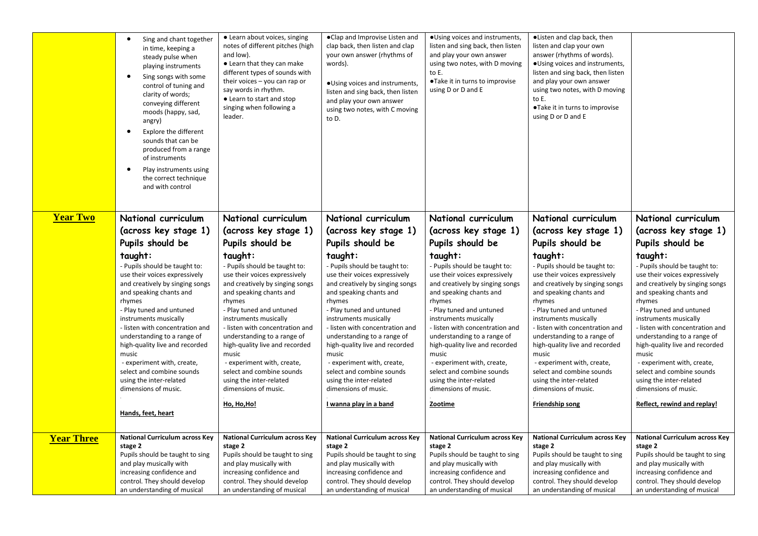| | | | | | | |
|---|---|---|---|---|---|---|
| | • Sing and chant together in time, keeping a steady pulse when playing instruments<br>• Sing songs with some control of tuning and clarity of words; conveying different moods (happy, sad, angry)<br>• Explore the different sounds that can be produced from a range of instruments<br>• Play instruments using the correct technique and with control | • Learn about voices, singing notes of different pitches (high and low).<br>• Learn that they can make different types of sounds with their voices – you can rap or say words in rhythm.<br>• Learn to start and stop singing when following a leader. | •Clap and Improvise Listen and clap back, then listen and clap your own answer (rhythms of words).<br><br>•Using voices and instruments, listen and sing back, then listen and play your own answer using two notes, with C moving to D. | •Using voices and instruments, listen and sing back, then listen and play your own answer using two notes, with D moving to E.<br>•Take it in turns to improvise using D or D and E | •Listen and clap back, then listen and clap your own answer (rhythms of words).<br>•Using voices and instruments, listen and sing back, then listen and play your own answer using two notes, with D moving to E.<br>•Take it in turns to improvise using D or D and E | |
| **Year Two** | National curriculum (across key stage 1) Pupils should be taught:<br>- Pupils should be taught to: use their voices expressively and creatively by singing songs and speaking chants and rhymes<br>- Play tuned and untuned instruments musically<br>- listen with concentration and understanding to a range of high-quality live and recorded music<br>- experiment with, create, select and combine sounds using the inter-related dimensions of music.<br><br>**Hands, feet, heart** | National curriculum (across key stage 1) Pupils should be taught:<br>- Pupils should be taught to: use their voices expressively and creatively by singing songs and speaking chants and rhymes<br>- Play tuned and untuned instruments musically<br>- listen with concentration and understanding to a range of high-quality live and recorded music<br>- experiment with, create, select and combine sounds using the inter-related dimensions of music.<br><br>**Ho, Ho,Ho!** | National curriculum (across key stage 1) Pupils should be taught:<br>- Pupils should be taught to: use their voices expressively and creatively by singing songs and speaking chants and rhymes<br>- Play tuned and untuned instruments musically<br>- listen with concentration and understanding to a range of high-quality live and recorded music<br>- experiment with, create, select and combine sounds using the inter-related dimensions of music.<br><br>**I wanna play in a band** | National curriculum (across key stage 1) Pupils should be taught:<br>- Pupils should be taught to: use their voices expressively and creatively by singing songs and speaking chants and rhymes<br>- Play tuned and untuned instruments musically<br>- listen with concentration and understanding to a range of high-quality live and recorded music<br>- experiment with, create, select and combine sounds using the inter-related dimensions of music.<br><br>**Zootime** | National curriculum (across key stage 1) Pupils should be taught:<br>- Pupils should be taught to: use their voices expressively and creatively by singing songs and speaking chants and rhymes<br>- Play tuned and untuned instruments musically<br>- listen with concentration and understanding to a range of high-quality live and recorded music<br>- experiment with, create, select and combine sounds using the inter-related dimensions of music.<br><br>**Friendship song** | National curriculum (across key stage 1) Pupils should be taught:<br>- Pupils should be taught to: use their voices expressively and creatively by singing songs and speaking chants and rhymes<br>- Play tuned and untuned instruments musically<br>- listen with concentration and understanding to a range of high-quality live and recorded music<br>- experiment with, create, select and combine sounds using the inter-related dimensions of music.<br><br>**Reflect, rewind and replay!** |
| **Year Three** | **National Curriculum across Key stage 2**<br>Pupils should be taught to sing and play musically with increasing confidence and control. They should develop an understanding of musical | **National Curriculum across Key stage 2**<br>Pupils should be taught to sing and play musically with increasing confidence and control. They should develop an understanding of musical | **National Curriculum across Key stage 2**<br>Pupils should be taught to sing and play musically with increasing confidence and control. They should develop an understanding of musical | **National Curriculum across Key stage 2**<br>Pupils should be taught to sing and play musically with increasing confidence and control. They should develop an understanding of musical | **National Curriculum across Key stage 2**<br>Pupils should be taught to sing and play musically with increasing confidence and control. They should develop an understanding of musical | **National Curriculum across Key stage 2**<br>Pupils should be taught to sing and play musically with increasing confidence and control. They should develop an understanding of musical |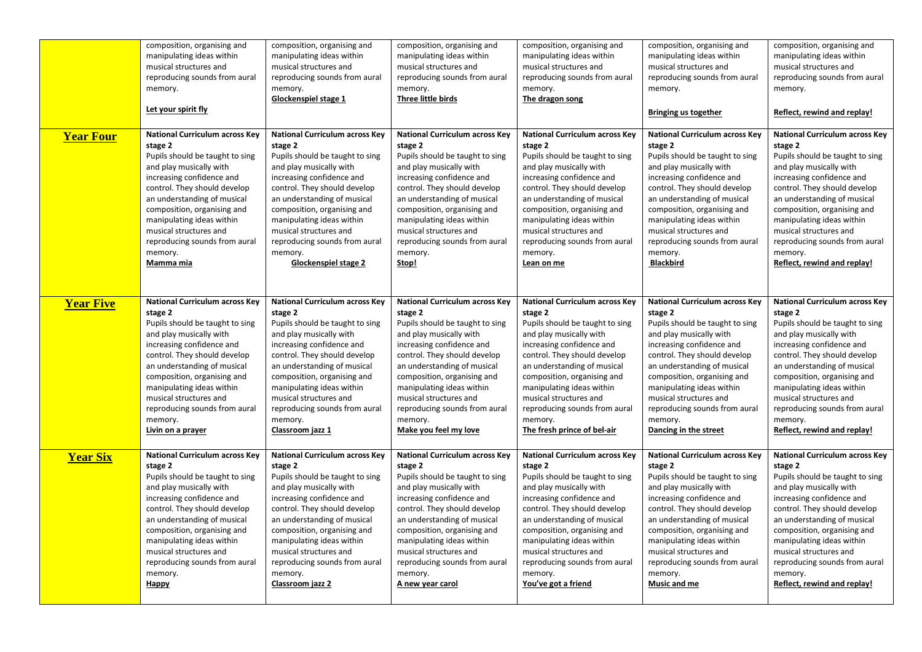|  |  |  |  |  |  |  |
|---|---|---|---|---|---|---|
|  | composition, organising and manipulating ideas within musical structures and reproducing sounds from aural memory. **Let your spirit fly** | composition, organising and manipulating ideas within musical structures and reproducing sounds from aural memory. **Glockenspiel stage 1** | composition, organising and manipulating ideas within musical structures and reproducing sounds from aural memory. **Three little birds** | composition, organising and manipulating ideas within musical structures and reproducing sounds from aural memory. **The dragon song** | composition, organising and manipulating ideas within musical structures and reproducing sounds from aural memory. **Bringing us together** | composition, organising and manipulating ideas within musical structures and reproducing sounds from aural memory. **Reflect, rewind and replay!** |
| **Year Four** | **National Curriculum across Key stage 2** Pupils should be taught to sing and play musically with increasing confidence and control. They should develop an understanding of musical composition, organising and manipulating ideas within musical structures and reproducing sounds from aural memory. **Mamma mia** | **National Curriculum across Key stage 2** Pupils should be taught to sing and play musically with increasing confidence and control. They should develop an understanding of musical composition, organising and manipulating ideas within musical structures and reproducing sounds from aural memory. **Glockenspiel stage 2** | **National Curriculum across Key stage 2** Pupils should be taught to sing and play musically with increasing confidence and control. They should develop an understanding of musical composition, organising and manipulating ideas within musical structures and reproducing sounds from aural memory. **Stop!** | **National Curriculum across Key stage 2** Pupils should be taught to sing and play musically with increasing confidence and control. They should develop an understanding of musical composition, organising and manipulating ideas within musical structures and reproducing sounds from aural memory. **Lean on me** | **National Curriculum across Key stage 2** Pupils should be taught to sing and play musically with increasing confidence and control. They should develop an understanding of musical composition, organising and manipulating ideas within musical structures and reproducing sounds from aural memory. **Blackbird** | **National Curriculum across Key stage 2** Pupils should be taught to sing and play musically with increasing confidence and control. They should develop an understanding of musical composition, organising and manipulating ideas within musical structures and reproducing sounds from aural memory. **Reflect, rewind and replay!** |
| **Year Five** | **National Curriculum across Key stage 2** Pupils should be taught to sing and play musically with increasing confidence and control. They should develop an understanding of musical composition, organising and manipulating ideas within musical structures and reproducing sounds from aural memory. **Livin on a prayer** | **National Curriculum across Key stage 2** Pupils should be taught to sing and play musically with increasing confidence and control. They should develop an understanding of musical composition, organising and manipulating ideas within musical structures and reproducing sounds from aural memory. **Classroom jazz 1** | **National Curriculum across Key stage 2** Pupils should be taught to sing and play musically with increasing confidence and control. They should develop an understanding of musical composition, organising and manipulating ideas within musical structures and reproducing sounds from aural memory. **Make you feel my love** | **National Curriculum across Key stage 2** Pupils should be taught to sing and play musically with increasing confidence and control. They should develop an understanding of musical composition, organising and manipulating ideas within musical structures and reproducing sounds from aural memory. **The fresh prince of bel-air** | **National Curriculum across Key stage 2** Pupils should be taught to sing and play musically with increasing confidence and control. They should develop an understanding of musical composition, organising and manipulating ideas within musical structures and reproducing sounds from aural memory. **Dancing in the street** | **National Curriculum across Key stage 2** Pupils should be taught to sing and play musically with increasing confidence and control. They should develop an understanding of musical composition, organising and manipulating ideas within musical structures and reproducing sounds from aural memory. **Reflect, rewind and replay!** |
| **Year Six** | **National Curriculum across Key stage 2** Pupils should be taught to sing and play musically with increasing confidence and control. They should develop an understanding of musical composition, organising and manipulating ideas within musical structures and reproducing sounds from aural memory. **Happy** | **National Curriculum across Key stage 2** Pupils should be taught to sing and play musically with increasing confidence and control. They should develop an understanding of musical composition, organising and manipulating ideas within musical structures and reproducing sounds from aural memory. **Classroom jazz 2** | **National Curriculum across Key stage 2** Pupils should be taught to sing and play musically with increasing confidence and control. They should develop an understanding of musical composition, organising and manipulating ideas within musical structures and reproducing sounds from aural memory. **A new year carol** | **National Curriculum across Key stage 2** Pupils should be taught to sing and play musically with increasing confidence and control. They should develop an understanding of musical composition, organising and manipulating ideas within musical structures and reproducing sounds from aural memory. **You've got a friend** | **National Curriculum across Key stage 2** Pupils should be taught to sing and play musically with increasing confidence and control. They should develop an understanding of musical composition, organising and manipulating ideas within musical structures and reproducing sounds from aural memory. **Music and me** | **National Curriculum across Key stage 2** Pupils should be taught to sing and play musically with increasing confidence and control. They should develop an understanding of musical composition, organising and manipulating ideas within musical structures and reproducing sounds from aural memory. **Reflect, rewind and replay!** |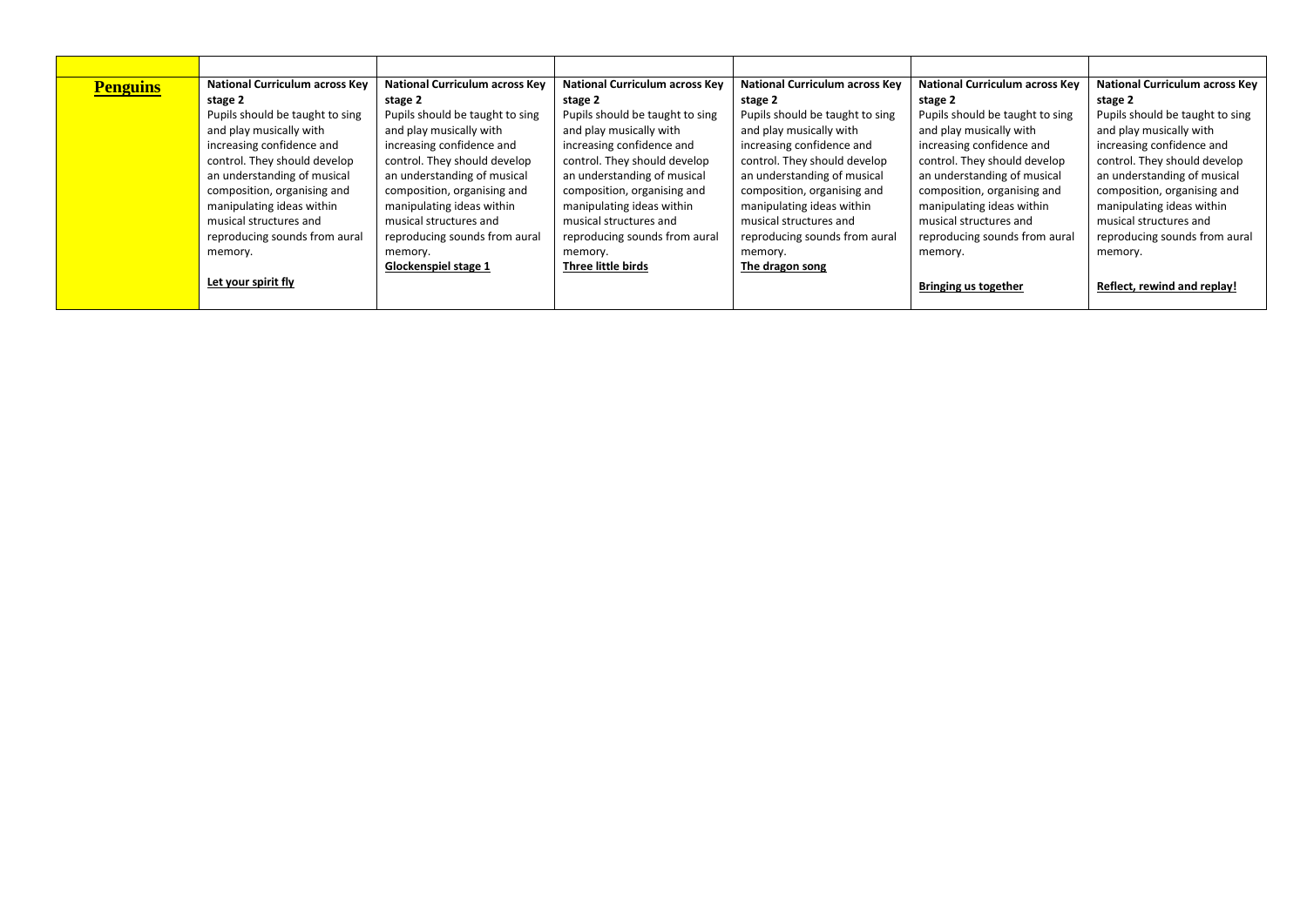| | | | | | | |
|---|---|---|---|---|---|---|
| **Penguins** | **National Curriculum across Key stage 2** Pupils should be taught to sing and play musically with increasing confidence and control. They should develop an understanding of musical composition, organising and manipulating ideas within musical structures and reproducing sounds from aural memory. **Let your spirit fly** | **National Curriculum across Key stage 2** Pupils should be taught to sing and play musically with increasing confidence and control. They should develop an understanding of musical composition, organising and manipulating ideas within musical structures and reproducing sounds from aural memory. **Glockenspiel stage 1** | **National Curriculum across Key stage 2** Pupils should be taught to sing and play musically with increasing confidence and control. They should develop an understanding of musical composition, organising and manipulating ideas within musical structures and reproducing sounds from aural memory. **Three little birds** | **National Curriculum across Key stage 2** Pupils should be taught to sing and play musically with increasing confidence and control. They should develop an understanding of musical composition, organising and manipulating ideas within musical structures and reproducing sounds from aural memory. **The dragon song** | **National Curriculum across Key stage 2** Pupils should be taught to sing and play musically with increasing confidence and control. They should develop an understanding of musical composition, organising and manipulating ideas within musical structures and reproducing sounds from aural memory. **Bringing us together** | **National Curriculum across Key stage 2** Pupils should be taught to sing and play musically with increasing confidence and control. They should develop an understanding of musical composition, organising and manipulating ideas within musical structures and reproducing sounds from aural memory. **Reflect, rewind and replay!** |